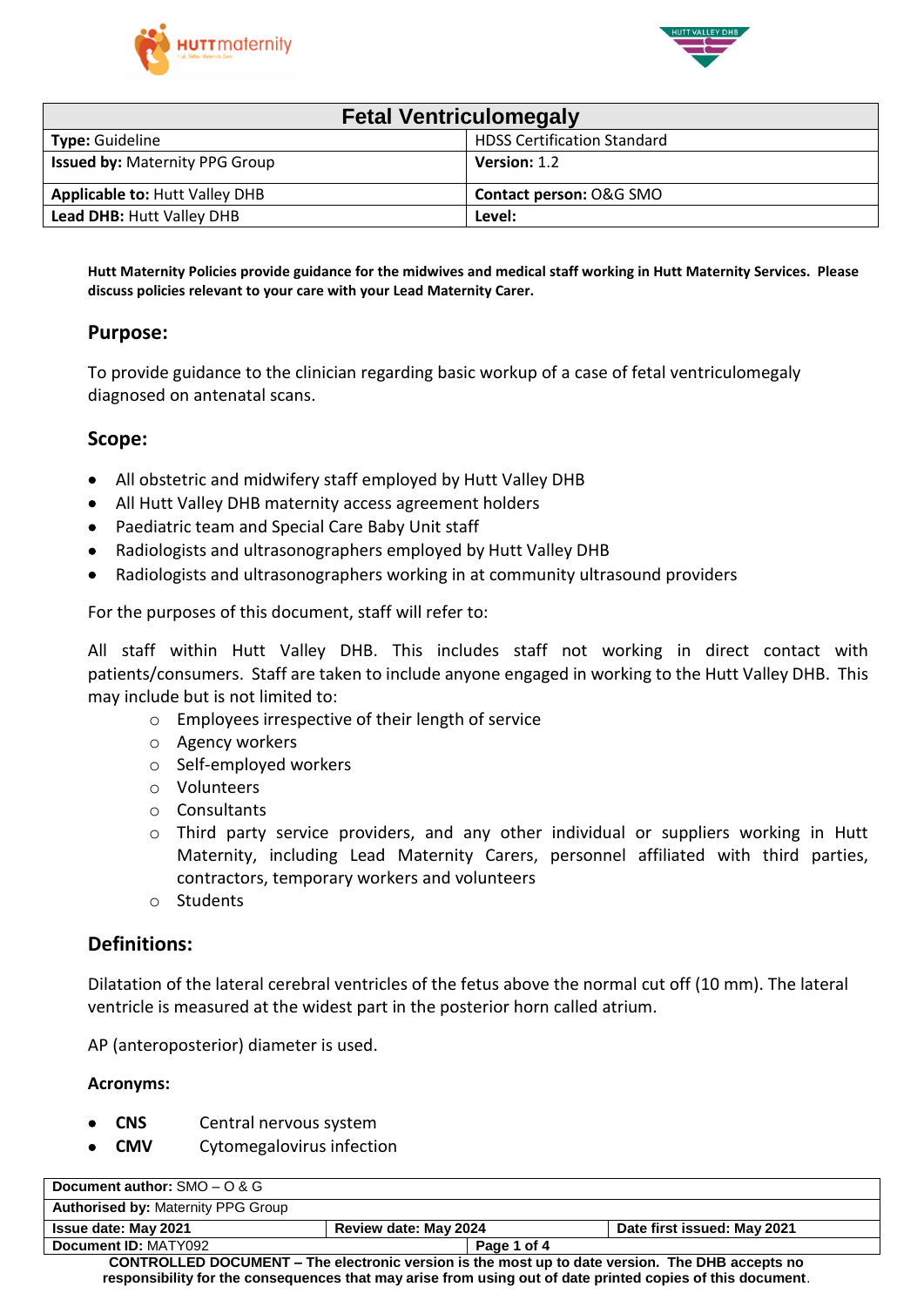| Fetal Ventriculomegaly | |
|---|---|
| **Type:** Guideline | HDSS Certification Standard |
| **Issued by:** Maternity PPG Group | **Version:** 1.2 |
| **Applicable to:** Hutt Valley DHB | **Contact person:** O&G SMO |
| **Lead DHB:** Hutt Valley DHB | **Level:** |

**Hutt Maternity Policies provide guidance for the midwives and medical staff working in Hutt Maternity Services. Please discuss policies relevant to your care with your Lead Maternity Carer.**

## Purpose:

To provide guidance to the clinician regarding basic workup of a case of fetal ventriculomegaly diagnosed on antenatal scans.

## Scope:

- All obstetric and midwifery staff employed by Hutt Valley DHB
- All Hutt Valley DHB maternity access agreement holders
- Paediatric team and Special Care Baby Unit staff
- Radiologists and ultrasonographers employed by Hutt Valley DHB
- Radiologists and ultrasonographers working in at community ultrasound providers

For the purposes of this document, staff will refer to:

All staff within Hutt Valley DHB. This includes staff not working in direct contact with patients/consumers. Staff are taken to include anyone engaged in working to the Hutt Valley DHB. This may include but is not limited to:

- Employees irrespective of their length of service
- Agency workers
- Self-employed workers
- Volunteers
- Consultants
- Third party service providers, and any other individual or suppliers working in Hutt Maternity, including Lead Maternity Carers, personnel affiliated with third parties, contractors, temporary workers and volunteers
- Students

## Definitions:

Dilatation of the lateral cerebral ventricles of the fetus above the normal cut off (10 mm). The lateral ventricle is measured at the widest part in the posterior horn called atrium.

AP (anteroposterior) diameter is used.

**Acronyms:**

- **CNS** Central nervous system
- **CMV** Cytomegalovirus infection

| **Document author:** SMO – O & G | | |
|---|---|---|
| **Authorised by:** Maternity PPG Group | | |
| **Issue date: May 2021** | **Review date: May 2024** | **Date first issued: May 2021** |
| **Document ID:** MATY092 | | |

**CONTROLLED DOCUMENT – The electronic version is the most up to date version. The DHB accepts no responsibility for the consequences that may arise from using out of date printed copies of this document.**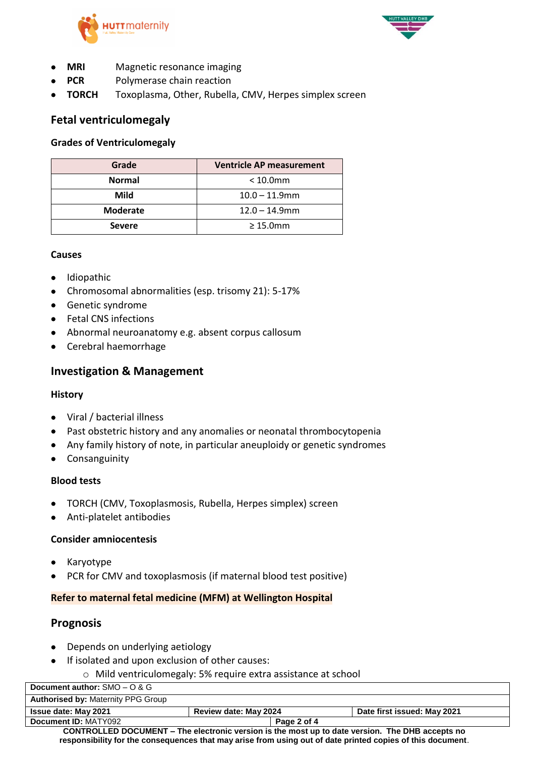- **MRI** Magnetic resonance imaging
- **PCR** Polymerase chain reaction
- **TORCH** Toxoplasma, Other, Rubella, CMV, Herpes simplex screen

## Fetal ventriculomegaly

### Grades of Ventriculomegaly

| Grade | Ventricle AP measurement |
|---|---|
| **Normal** | < 10.0mm |
| **Mild** | 10.0 – 11.9mm |
| **Moderate** | 12.0 – 14.9mm |
| **Severe** | ≥ 15.0mm |

### Causes

- Idiopathic
- Chromosomal abnormalities (esp. trisomy 21): 5-17%
- Genetic syndrome
- Fetal CNS infections
- Abnormal neuroanatomy e.g. absent corpus callosum
- Cerebral haemorrhage

## Investigation & Management

### History

- Viral / bacterial illness
- Past obstetric history and any anomalies or neonatal thrombocytopenia
- Any family history of note, in particular aneuploidy or genetic syndromes
- Consanguinity

### Blood tests

- TORCH (CMV, Toxoplasmosis, Rubella, Herpes simplex) screen
- Anti-platelet antibodies

### Consider amniocentesis

- Karyotype
- PCR for CMV and toxoplasmosis (if maternal blood test positive)

**Refer to maternal fetal medicine (MFM) at Wellington Hospital**

## Prognosis

- Depends on underlying aetiology
- If isolated and upon exclusion of other causes:
  - Mild ventriculomegaly: 5% require extra assistance at school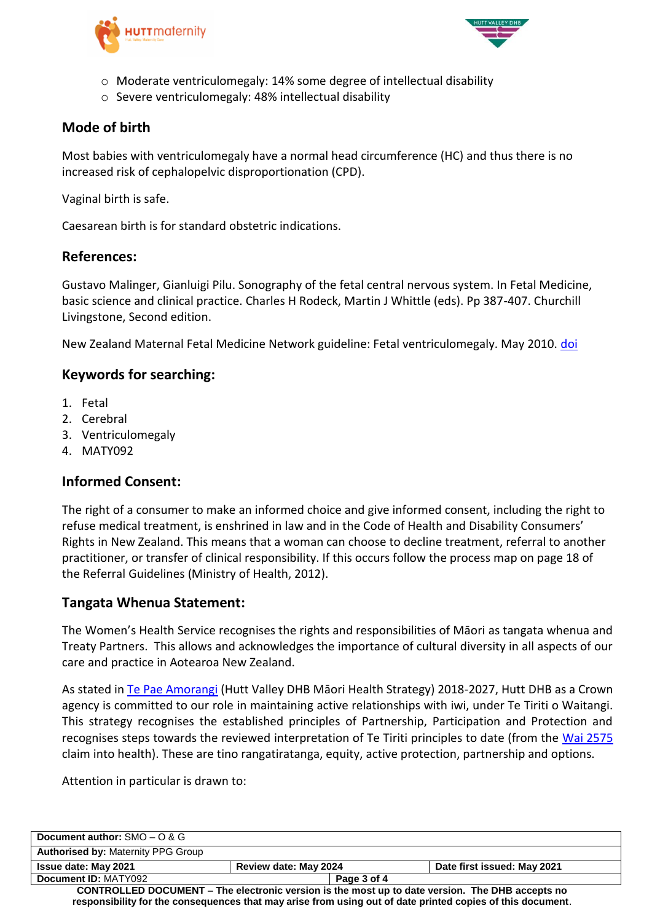- Moderate ventriculomegaly: 14% some degree of intellectual disability
- Severe ventriculomegaly: 48% intellectual disability

## Mode of birth

Most babies with ventriculomegaly have a normal head circumference (HC) and thus there is no increased risk of cephalopelvic disproportionation (CPD).

Vaginal birth is safe.

Caesarean birth is for standard obstetric indications.

## References:

Gustavo Malinger, Gianluigi Pilu. Sonography of the fetal central nervous system. In Fetal Medicine, basic science and clinical practice. Charles H Rodeck, Martin J Whittle (eds). Pp 387-407. Churchill Livingstone, Second edition.

New Zealand Maternal Fetal Medicine Network guideline: Fetal ventriculomegaly. May 2010. doi

## Keywords for searching:

1. Fetal
2. Cerebral
3. Ventriculomegaly
4. MATY092

## Informed Consent:

The right of a consumer to make an informed choice and give informed consent, including the right to refuse medical treatment, is enshrined in law and in the Code of Health and Disability Consumers' Rights in New Zealand. This means that a woman can choose to decline treatment, referral to another practitioner, or transfer of clinical responsibility. If this occurs follow the process map on page 18 of the Referral Guidelines (Ministry of Health, 2012).

## Tangata Whenua Statement:

The Women's Health Service recognises the rights and responsibilities of Māori as tangata whenua and Treaty Partners. This allows and acknowledges the importance of cultural diversity in all aspects of our care and practice in Aotearoa New Zealand.

As stated in Te Pae Amorangi (Hutt Valley DHB Māori Health Strategy) 2018-2027, Hutt DHB as a Crown agency is committed to our role in maintaining active relationships with iwi, under Te Tiriti o Waitangi. This strategy recognises the established principles of Partnership, Participation and Protection and recognises steps towards the reviewed interpretation of Te Tiriti principles to date (from the Wai 2575 claim into health). These are tino rangatiratanga, equity, active protection, partnership and options.

Attention in particular is drawn to: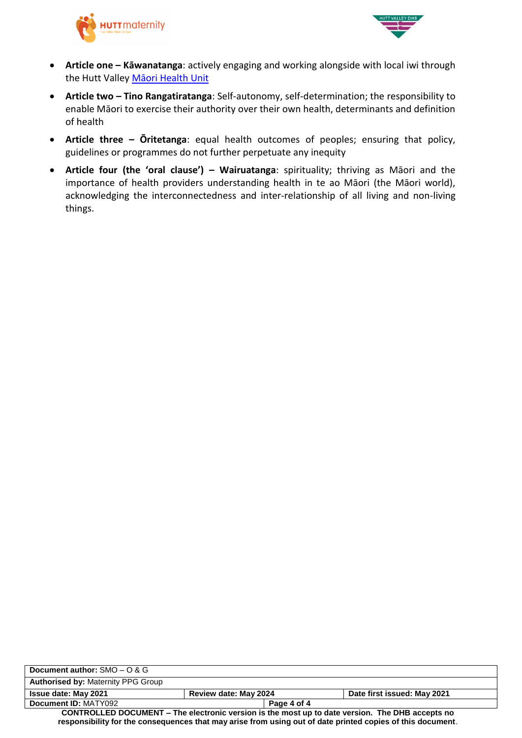- **Article one – Kāwanatanga**: actively engaging and working alongside with local iwi through the Hutt Valley Māori Health Unit
- **Article two – Tino Rangatiratanga**: Self-autonomy, self-determination; the responsibility to enable Māori to exercise their authority over their own health, determinants and definition of health
- **Article three – Ōritetanga**: equal health outcomes of peoples; ensuring that policy, guidelines or programmes do not further perpetuate any inequity
- **Article four (the 'oral clause') – Wairuatanga**: spirituality; thriving as Māori and the importance of health providers understanding health in te ao Māori (the Māori world), acknowledging the interconnectedness and inter-relationship of all living and non-living things.